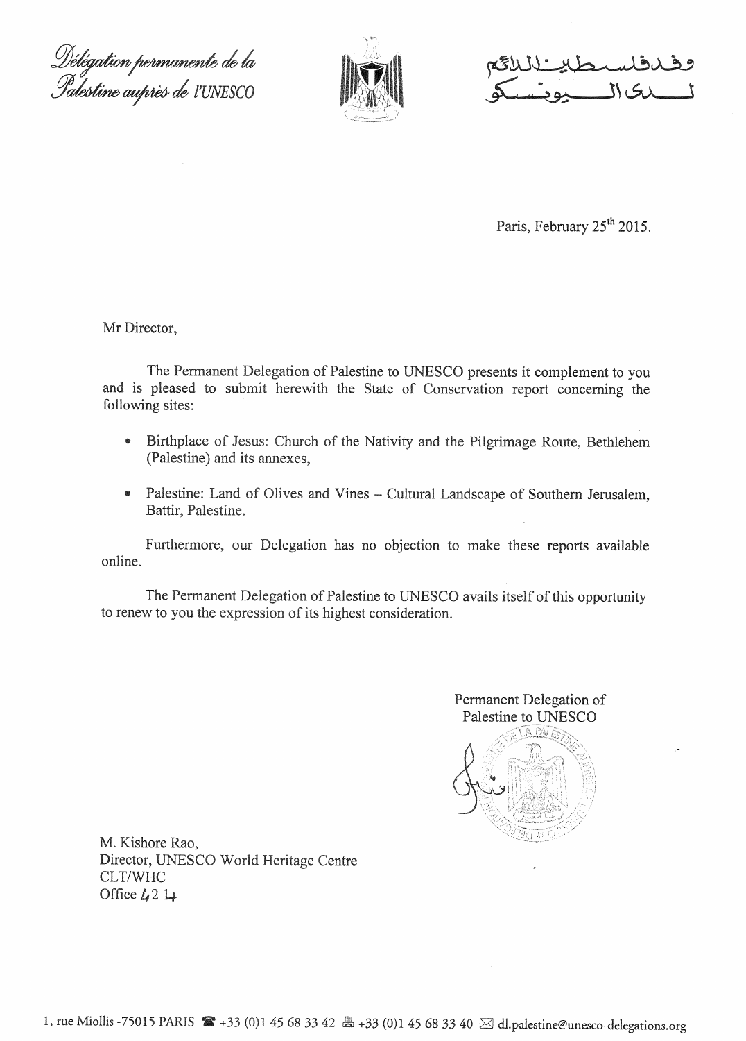*Délégation permanente de la Palestine auprès de l'UNESCO*

وفد فلسطين الدائم لدى اليونسكو

Paris, February 25th 2015.

Mr Director,

The Permanent Delegation of Palestine to UNESCO presents it complement to you and is pleased to submit herewith the State of Conservation report concerning the following sites:

- Birthplace of Jesus: Church of the Nativity and the Pilgrimage Route, Bethlehem (Palestine) and its annexes,
- Palestine: Land of Olives and Vines – Cultural Landscape of Southern Jerusalem, Battir, Palestine.

Furthermore, our Delegation has no objection to make these reports available online.

The Permanent Delegation of Palestine to UNESCO avails itself of this opportunity to renew to you the expression of its highest consideration.

Permanent Delegation of
Palestine to UNESCO

M. Kishore Rao,
Director, UNESCO World Heritage Centre
CLT/WHC
Office 424

1, rue Miollis -75015 PARIS ☎ +33 (0)1 45 68 33 42 🖷 +33 (0)1 45 68 33 40 ✉ dl.palestine@unesco-delegations.org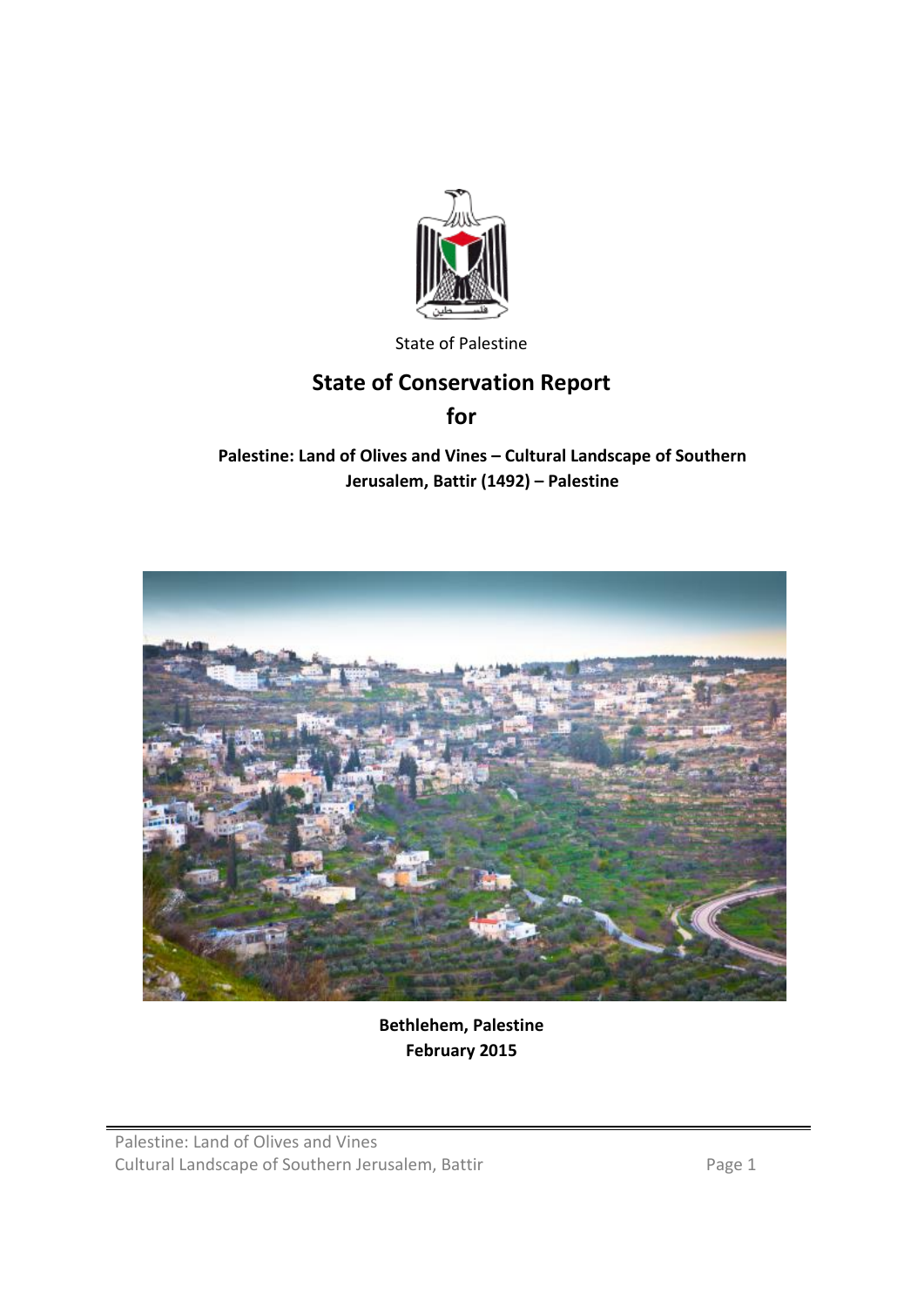State of Palestine

# State of Conservation Report

# for

**Palestine: Land of Olives and Vines – Cultural Landscape of Southern Jerusalem, Battir (1492) – Palestine**

**Bethlehem, Palestine**
**February 2015**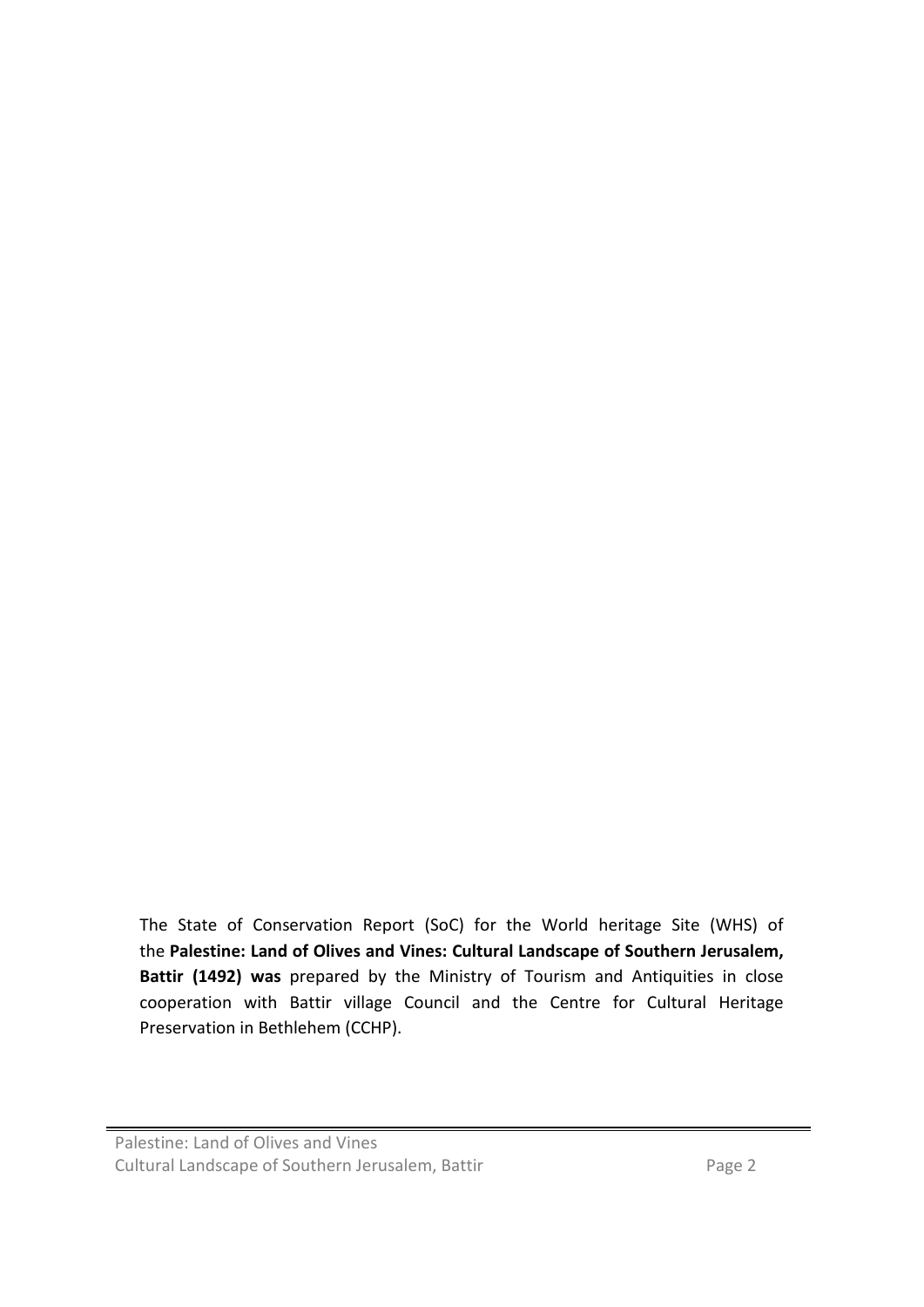The State of Conservation Report (SoC) for the World heritage Site (WHS) of the **Palestine: Land of Olives and Vines: Cultural Landscape of Southern Jerusalem, Battir (1492) was** prepared by the Ministry of Tourism and Antiquities in close cooperation with Battir village Council and the Centre for Cultural Heritage Preservation in Bethlehem (CCHP).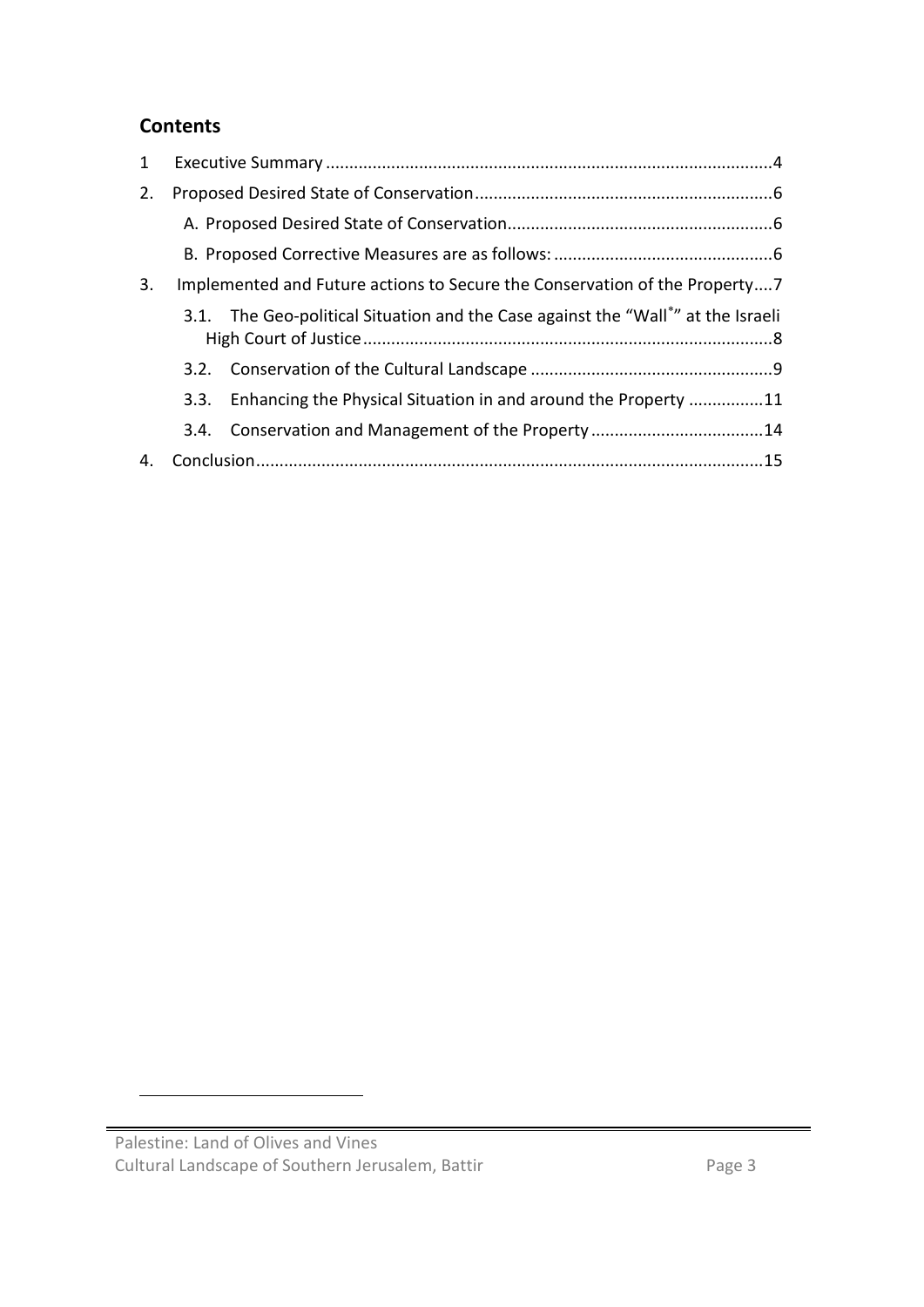## Contents

1 Executive Summary ....................................................................................................4

2. Proposed Desired State of Conservation...............................................................6

   A. Proposed Desired State of Conservation........................................................6

   B. Proposed Corrective Measures are as follows: ..............................................6

3. Implemented and Future actions to Secure the Conservation of the Property....7

   3.1. The Geo-political Situation and the Case against the "Wall*" at the Israeli High Court of Justice.......................................................................................8

   3.2. Conservation of the Cultural Landscape ....................................................9

   3.3. Enhancing the Physical Situation in and around the Property ................11

   3.4. Conservation and Management of the Property .....................................14

4. Conclusion............................................................................................................15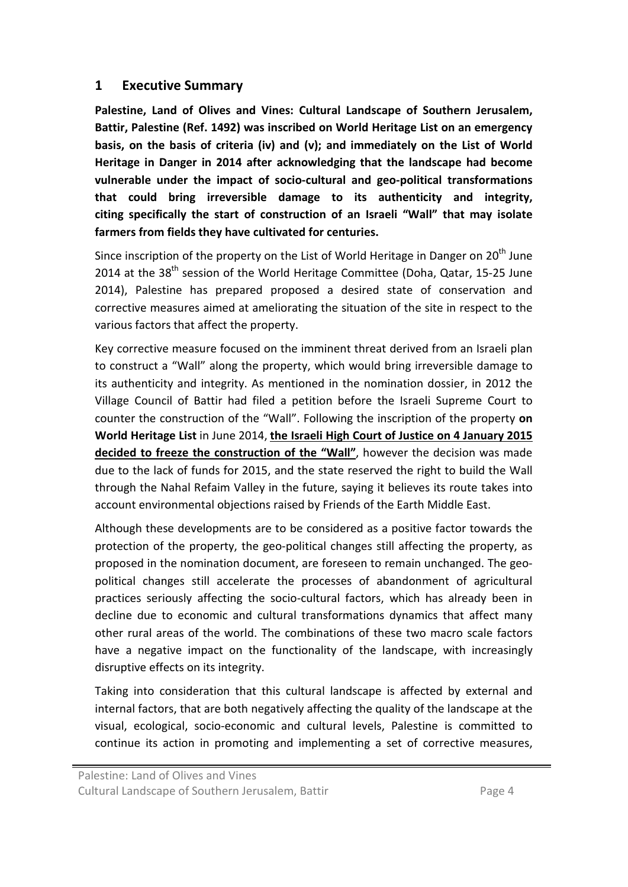## 1 Executive Summary

**Palestine, Land of Olives and Vines: Cultural Landscape of Southern Jerusalem, Battir, Palestine (Ref. 1492) was inscribed on World Heritage List on an emergency basis, on the basis of criteria (iv) and (v); and immediately on the List of World Heritage in Danger in 2014 after acknowledging that the landscape had become vulnerable under the impact of socio-cultural and geo-political transformations that could bring irreversible damage to its authenticity and integrity, citing specifically the start of construction of an Israeli "Wall" that may isolate farmers from fields they have cultivated for centuries.**

Since inscription of the property on the List of World Heritage in Danger on 20th June 2014 at the 38th session of the World Heritage Committee (Doha, Qatar, 15-25 June 2014), Palestine has prepared proposed a desired state of conservation and corrective measures aimed at ameliorating the situation of the site in respect to the various factors that affect the property.

Key corrective measure focused on the imminent threat derived from an Israeli plan to construct a "Wall" along the property, which would bring irreversible damage to its authenticity and integrity. As mentioned in the nomination dossier, in 2012 the Village Council of Battir had filed a petition before the Israeli Supreme Court to counter the construction of the "Wall". Following the inscription of the property **on World Heritage List** in June 2014, **the Israeli High Court of Justice on 4 January 2015 decided to freeze the construction of the "Wall"**, however the decision was made due to the lack of funds for 2015, and the state reserved the right to build the Wall through the Nahal Refaim Valley in the future, saying it believes its route takes into account environmental objections raised by Friends of the Earth Middle East.

Although these developments are to be considered as a positive factor towards the protection of the property, the geo-political changes still affecting the property, as proposed in the nomination document, are foreseen to remain unchanged. The geo-political changes still accelerate the processes of abandonment of agricultural practices seriously affecting the socio-cultural factors, which has already been in decline due to economic and cultural transformations dynamics that affect many other rural areas of the world. The combinations of these two macro scale factors have a negative impact on the functionality of the landscape, with increasingly disruptive effects on its integrity.

Taking into consideration that this cultural landscape is affected by external and internal factors, that are both negatively affecting the quality of the landscape at the visual, ecological, socio-economic and cultural levels, Palestine is committed to continue its action in promoting and implementing a set of corrective measures,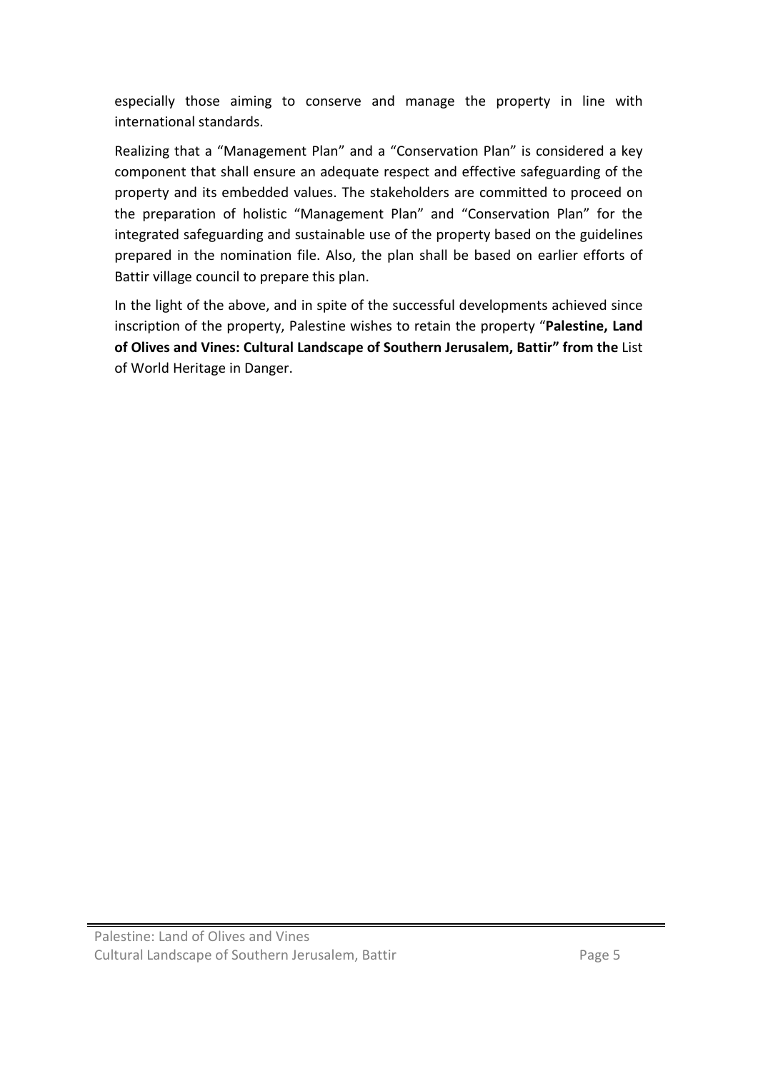especially those aiming to conserve and manage the property in line with international standards.

Realizing that a "Management Plan" and a "Conservation Plan" is considered a key component that shall ensure an adequate respect and effective safeguarding of the property and its embedded values. The stakeholders are committed to proceed on the preparation of holistic "Management Plan" and "Conservation Plan" for the integrated safeguarding and sustainable use of the property based on the guidelines prepared in the nomination file. Also, the plan shall be based on earlier efforts of Battir village council to prepare this plan.

In the light of the above, and in spite of the successful developments achieved since inscription of the property, Palestine wishes to retain the property "**Palestine, Land of Olives and Vines: Cultural Landscape of Southern Jerusalem, Battir" from the** List of World Heritage in Danger.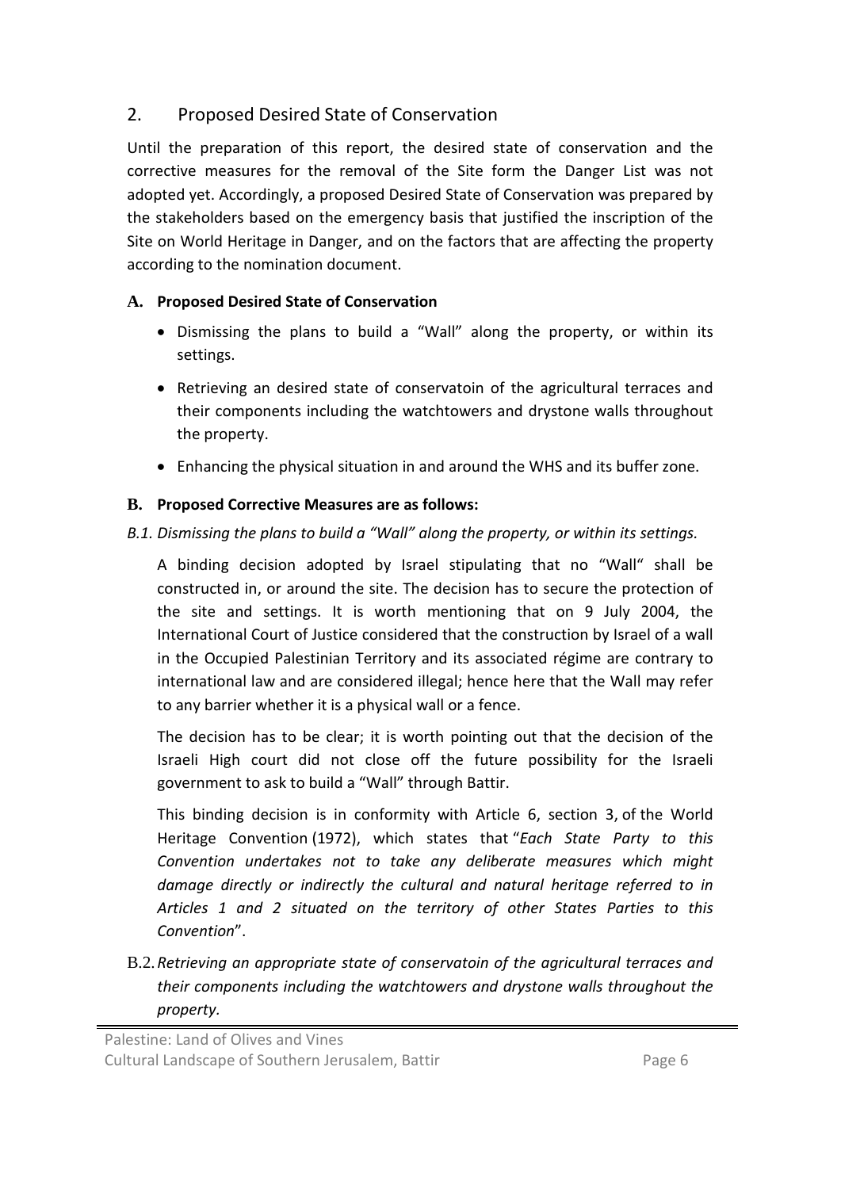## 2. Proposed Desired State of Conservation

Until the preparation of this report, the desired state of conservation and the corrective measures for the removal of the Site form the Danger List was not adopted yet. Accordingly, a proposed Desired State of Conservation was prepared by the stakeholders based on the emergency basis that justified the inscription of the Site on World Heritage in Danger, and on the factors that are affecting the property according to the nomination document.

### A. Proposed Desired State of Conservation

- Dismissing the plans to build a "Wall" along the property, or within its settings.
- Retrieving an desired state of conservatoin of the agricultural terraces and their components including the watchtowers and drystone walls throughout the property.
- Enhancing the physical situation in and around the WHS and its buffer zone.

### B. Proposed Corrective Measures are as follows:

*B.1. Dismissing the plans to build a "Wall" along the property, or within its settings.*

A binding decision adopted by Israel stipulating that no "Wall" shall be constructed in, or around the site. The decision has to secure the protection of the site and settings. It is worth mentioning that on 9 July 2004, the International Court of Justice considered that the construction by Israel of a wall in the Occupied Palestinian Territory and its associated régime are contrary to international law and are considered illegal; hence here that the Wall may refer to any barrier whether it is a physical wall or a fence.

The decision has to be clear; it is worth pointing out that the decision of the Israeli High court did not close off the future possibility for the Israeli government to ask to build a "Wall" through Battir.

This binding decision is in conformity with Article 6, section 3, of the World Heritage Convention (1972), which states that "*Each State Party to this Convention undertakes not to take any deliberate measures which might damage directly or indirectly the cultural and natural heritage referred to in Articles 1 and 2 situated on the territory of other States Parties to this Convention*".

B.2. *Retrieving an appropriate state of conservatoin of the agricultural terraces and their components including the watchtowers and drystone walls throughout the property.*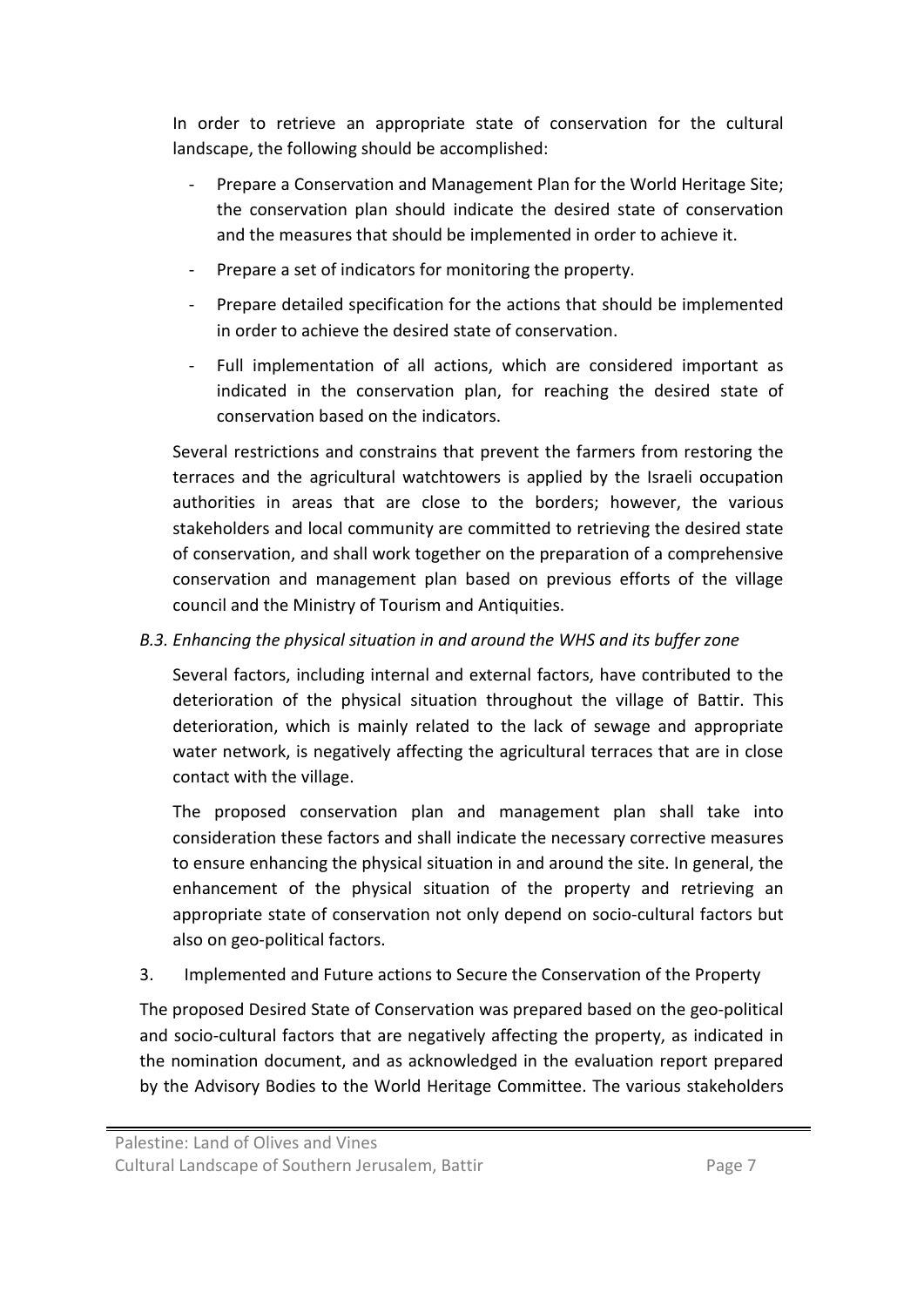In order to retrieve an appropriate state of conservation for the cultural landscape, the following should be accomplished:

- Prepare a Conservation and Management Plan for the World Heritage Site; the conservation plan should indicate the desired state of conservation and the measures that should be implemented in order to achieve it.
- Prepare a set of indicators for monitoring the property.
- Prepare detailed specification for the actions that should be implemented in order to achieve the desired state of conservation.
- Full implementation of all actions, which are considered important as indicated in the conservation plan, for reaching the desired state of conservation based on the indicators.

Several restrictions and constrains that prevent the farmers from restoring the terraces and the agricultural watchtowers is applied by the Israeli occupation authorities in areas that are close to the borders; however, the various stakeholders and local community are committed to retrieving the desired state of conservation, and shall work together on the preparation of a comprehensive conservation and management plan based on previous efforts of the village council and the Ministry of Tourism and Antiquities.

*B.3. Enhancing the physical situation in and around the WHS and its buffer zone*

Several factors, including internal and external factors, have contributed to the deterioration of the physical situation throughout the village of Battir. This deterioration, which is mainly related to the lack of sewage and appropriate water network, is negatively affecting the agricultural terraces that are in close contact with the village.

The proposed conservation plan and management plan shall take into consideration these factors and shall indicate the necessary corrective measures to ensure enhancing the physical situation in and around the site. In general, the enhancement of the physical situation of the property and retrieving an appropriate state of conservation not only depend on socio-cultural factors but also on geo-political factors.

3. Implemented and Future actions to Secure the Conservation of the Property

The proposed Desired State of Conservation was prepared based on the geo-political and socio-cultural factors that are negatively affecting the property, as indicated in the nomination document, and as acknowledged in the evaluation report prepared by the Advisory Bodies to the World Heritage Committee. The various stakeholders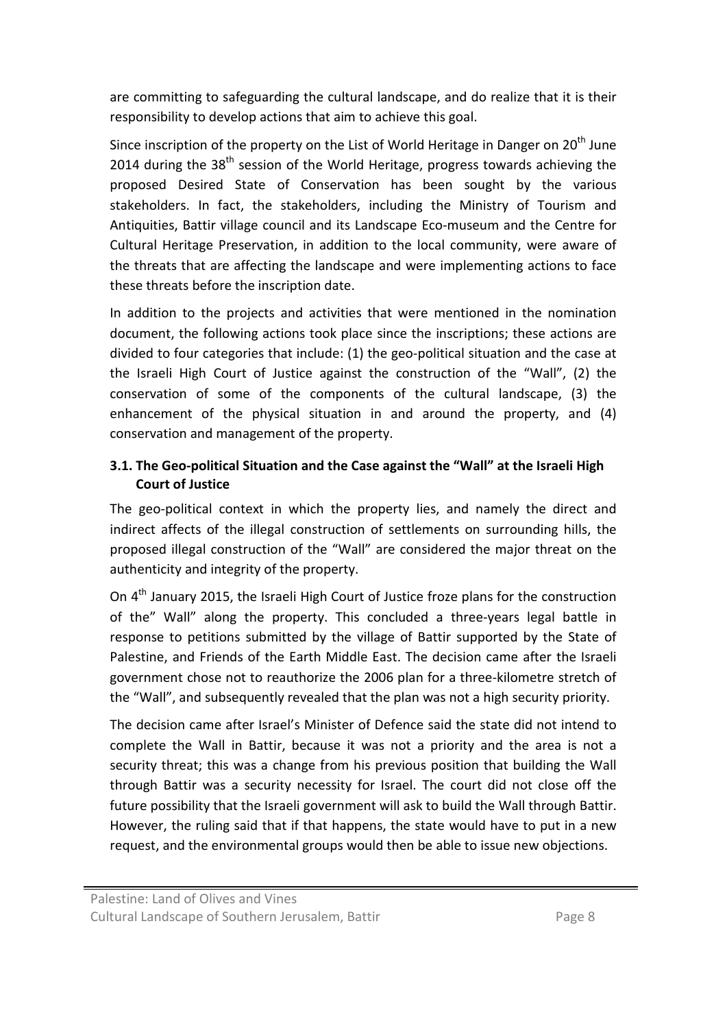are committing to safeguarding the cultural landscape, and do realize that it is their responsibility to develop actions that aim to achieve this goal.

Since inscription of the property on the List of World Heritage in Danger on 20th June 2014 during the 38th session of the World Heritage, progress towards achieving the proposed Desired State of Conservation has been sought by the various stakeholders. In fact, the stakeholders, including the Ministry of Tourism and Antiquities, Battir village council and its Landscape Eco-museum and the Centre for Cultural Heritage Preservation, in addition to the local community, were aware of the threats that are affecting the landscape and were implementing actions to face these threats before the inscription date.

In addition to the projects and activities that were mentioned in the nomination document, the following actions took place since the inscriptions; these actions are divided to four categories that include: (1) the geo-political situation and the case at the Israeli High Court of Justice against the construction of the "Wall", (2) the conservation of some of the components of the cultural landscape, (3) the enhancement of the physical situation in and around the property, and (4) conservation and management of the property.

### 3.1. The Geo-political Situation and the Case against the "Wall" at the Israeli High Court of Justice

The geo-political context in which the property lies, and namely the direct and indirect affects of the illegal construction of settlements on surrounding hills, the proposed illegal construction of the "Wall" are considered the major threat on the authenticity and integrity of the property.

On 4th January 2015, the Israeli High Court of Justice froze plans for the construction of the" Wall" along the property. This concluded a three-years legal battle in response to petitions submitted by the village of Battir supported by the State of Palestine, and Friends of the Earth Middle East. The decision came after the Israeli government chose not to reauthorize the 2006 plan for a three-kilometre stretch of the "Wall", and subsequently revealed that the plan was not a high security priority.

The decision came after Israel's Minister of Defence said the state did not intend to complete the Wall in Battir, because it was not a priority and the area is not a security threat; this was a change from his previous position that building the Wall through Battir was a security necessity for Israel. The court did not close off the future possibility that the Israeli government will ask to build the Wall through Battir. However, the ruling said that if that happens, the state would have to put in a new request, and the environmental groups would then be able to issue new objections.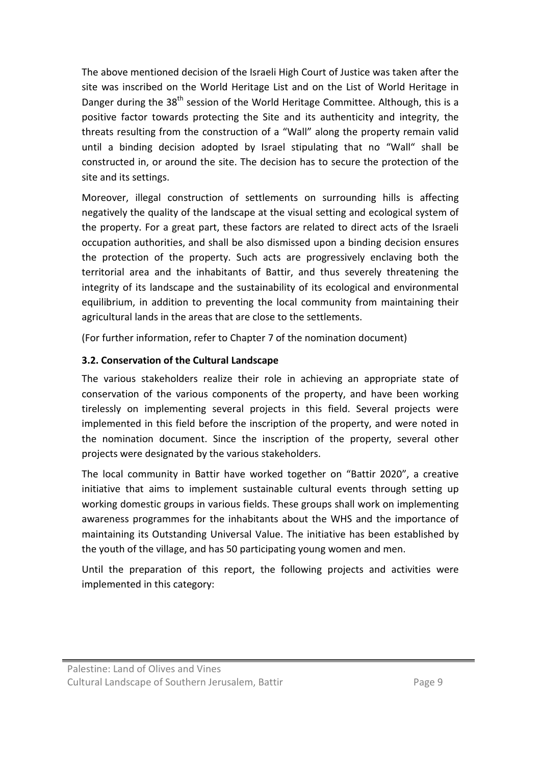The above mentioned decision of the Israeli High Court of Justice was taken after the site was inscribed on the World Heritage List and on the List of World Heritage in Danger during the 38th session of the World Heritage Committee. Although, this is a positive factor towards protecting the Site and its authenticity and integrity, the threats resulting from the construction of a "Wall" along the property remain valid until a binding decision adopted by Israel stipulating that no "Wall" shall be constructed in, or around the site. The decision has to secure the protection of the site and its settings.

Moreover, illegal construction of settlements on surrounding hills is affecting negatively the quality of the landscape at the visual setting and ecological system of the property. For a great part, these factors are related to direct acts of the Israeli occupation authorities, and shall be also dismissed upon a binding decision ensures the protection of the property. Such acts are progressively enclaving both the territorial area and the inhabitants of Battir, and thus severely threatening the integrity of its landscape and the sustainability of its ecological and environmental equilibrium, in addition to preventing the local community from maintaining their agricultural lands in the areas that are close to the settlements.

(For further information, refer to Chapter 7 of the nomination document)

### 3.2. Conservation of the Cultural Landscape

The various stakeholders realize their role in achieving an appropriate state of conservation of the various components of the property, and have been working tirelessly on implementing several projects in this field. Several projects were implemented in this field before the inscription of the property, and were noted in the nomination document. Since the inscription of the property, several other projects were designated by the various stakeholders.

The local community in Battir have worked together on "Battir 2020", a creative initiative that aims to implement sustainable cultural events through setting up working domestic groups in various fields. These groups shall work on implementing awareness programmes for the inhabitants about the WHS and the importance of maintaining its Outstanding Universal Value. The initiative has been established by the youth of the village, and has 50 participating young women and men.

Until the preparation of this report, the following projects and activities were implemented in this category: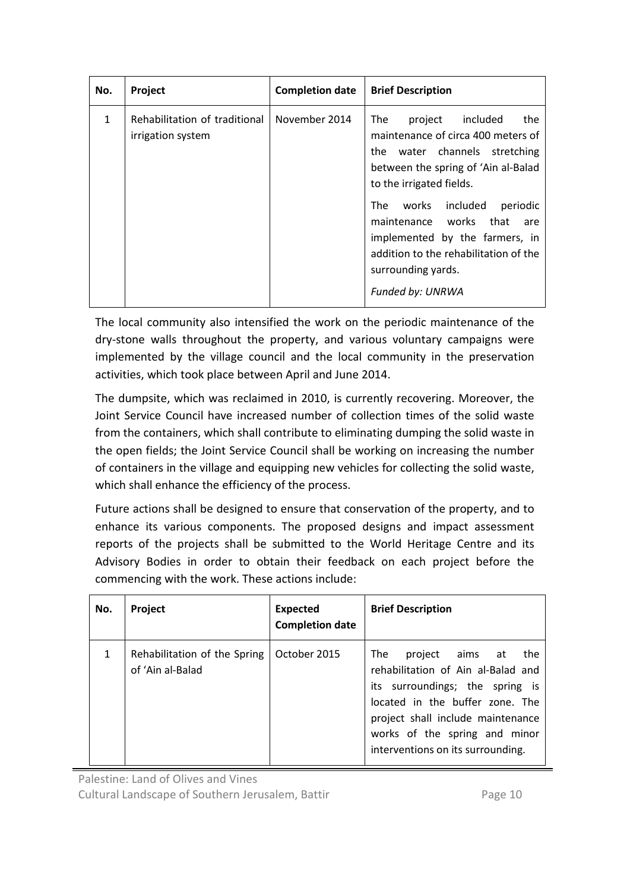| No. | Project | Completion date | Brief Description |
|---|---|---|---|
| 1 | Rehabilitation of traditional irrigation system | November 2014 | The project included the maintenance of circa 400 meters of the water channels stretching between the spring of 'Ain al-Balad to the irrigated fields. The works included periodic maintenance works that are implemented by the farmers, in addition to the rehabilitation of the surrounding yards. *Funded by: UNRWA* |

The local community also intensified the work on the periodic maintenance of the dry-stone walls throughout the property, and various voluntary campaigns were implemented by the village council and the local community in the preservation activities, which took place between April and June 2014.

The dumpsite, which was reclaimed in 2010, is currently recovering. Moreover, the Joint Service Council have increased number of collection times of the solid waste from the containers, which shall contribute to eliminating dumping the solid waste in the open fields; the Joint Service Council shall be working on increasing the number of containers in the village and equipping new vehicles for collecting the solid waste, which shall enhance the efficiency of the process.

Future actions shall be designed to ensure that conservation of the property, and to enhance its various components. The proposed designs and impact assessment reports of the projects shall be submitted to the World Heritage Centre and its Advisory Bodies in order to obtain their feedback on each project before the commencing with the work. These actions include:

| No. | Project | Expected Completion date | Brief Description |
|---|---|---|---|
| 1 | Rehabilitation of the Spring of 'Ain al-Balad | October 2015 | The project aims at the rehabilitation of Ain al-Balad and its surroundings; the spring is located in the buffer zone. The project shall include maintenance works of the spring and minor interventions on its surrounding. |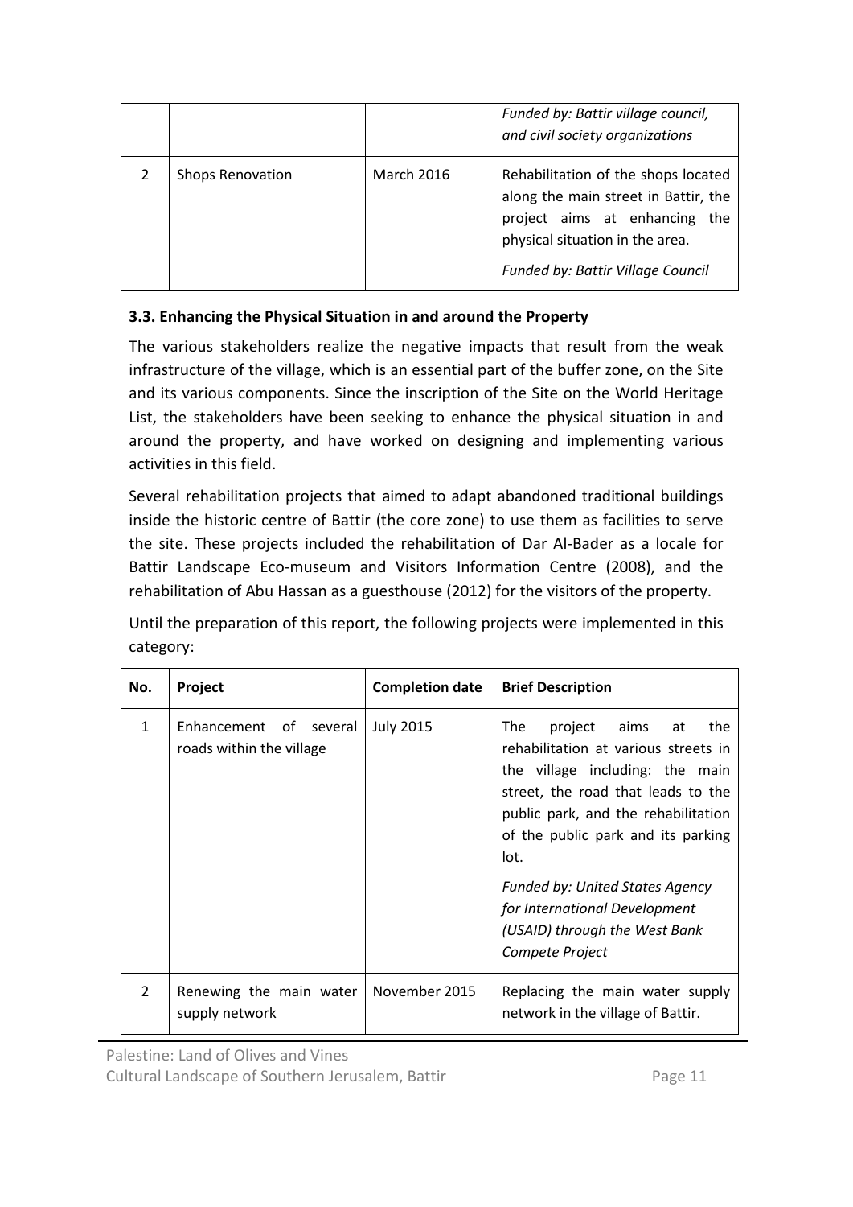| | | | *Funded by: Battir village council, and civil society organizations* |
|---|---|---|---|
| 2 | Shops Renovation | March 2016 | Rehabilitation of the shops located along the main street in Battir, the project aims at enhancing the physical situation in the area. *Funded by: Battir Village Council* |

### 3.3. Enhancing the Physical Situation in and around the Property

The various stakeholders realize the negative impacts that result from the weak infrastructure of the village, which is an essential part of the buffer zone, on the Site and its various components. Since the inscription of the Site on the World Heritage List, the stakeholders have been seeking to enhance the physical situation in and around the property, and have worked on designing and implementing various activities in this field.

Several rehabilitation projects that aimed to adapt abandoned traditional buildings inside the historic centre of Battir (the core zone) to use them as facilities to serve the site. These projects included the rehabilitation of Dar Al-Bader as a locale for Battir Landscape Eco-museum and Visitors Information Centre (2008), and the rehabilitation of Abu Hassan as a guesthouse (2012) for the visitors of the property.

Until the preparation of this report, the following projects were implemented in this category:

| No. | Project | Completion date | Brief Description |
|---|---|---|---|
| 1 | Enhancement of several roads within the village | July 2015 | The project aims at the rehabilitation at various streets in the village including: the main street, the road that leads to the public park, and the rehabilitation of the public park and its parking lot. *Funded by: United States Agency for International Development (USAID) through the West Bank Compete Project* |
| 2 | Renewing the main water supply network | November 2015 | Replacing the main water supply network in the village of Battir. |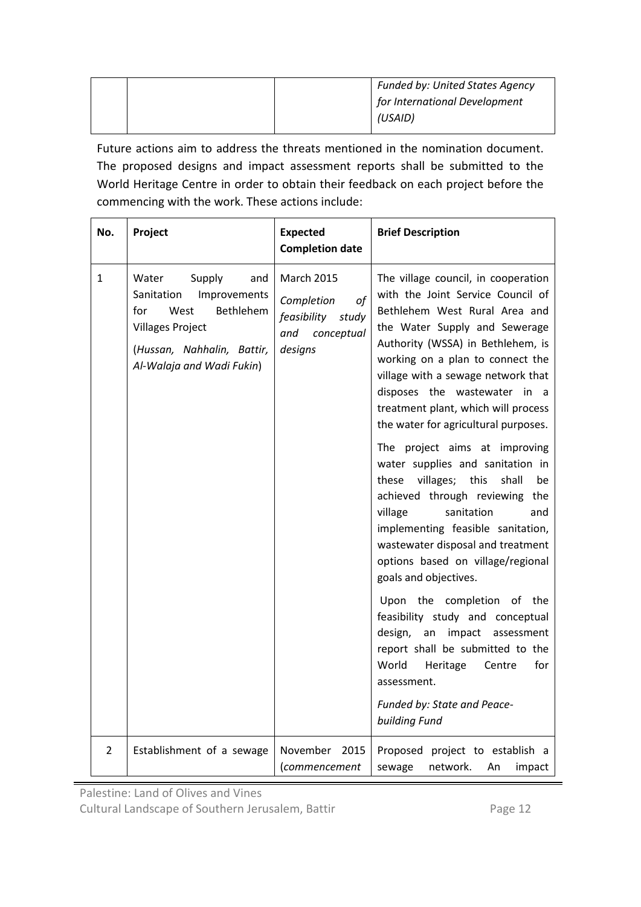| | | | *Funded by: United States Agency for International Development (USAID)* |
|---|---|---|---|

Future actions aim to address the threats mentioned in the nomination document. The proposed designs and impact assessment reports shall be submitted to the World Heritage Centre in order to obtain their feedback on each project before the commencing with the work. These actions include:

| No. | Project | Expected Completion date | Brief Description |
|---|---|---|---|
| 1 | Water Supply and Sanitation Improvements for West Bethlehem Villages Project (*Hussan, Nahhalin, Battir, Al-Walaja and Wadi Fukin*) | March 2015 *Completion of feasibility study and conceptual designs* | The village council, in cooperation with the Joint Service Council of Bethlehem West Rural Area and the Water Supply and Sewerage Authority (WSSA) in Bethlehem, is working on a plan to connect the village with a sewage network that disposes the wastewater in a treatment plant, which will process the water for agricultural purposes. The project aims at improving water supplies and sanitation in these villages; this shall be achieved through reviewing the village sanitation and implementing feasible sanitation, wastewater disposal and treatment options based on village/regional goals and objectives. Upon the completion of the feasibility study and conceptual design, an impact assessment report shall be submitted to the World Heritage Centre for assessment. *Funded by: State and Peace-building Fund* |
| 2 | Establishment of a sewage | November 2015 (*commencement* | Proposed project to establish a sewage network. An impact |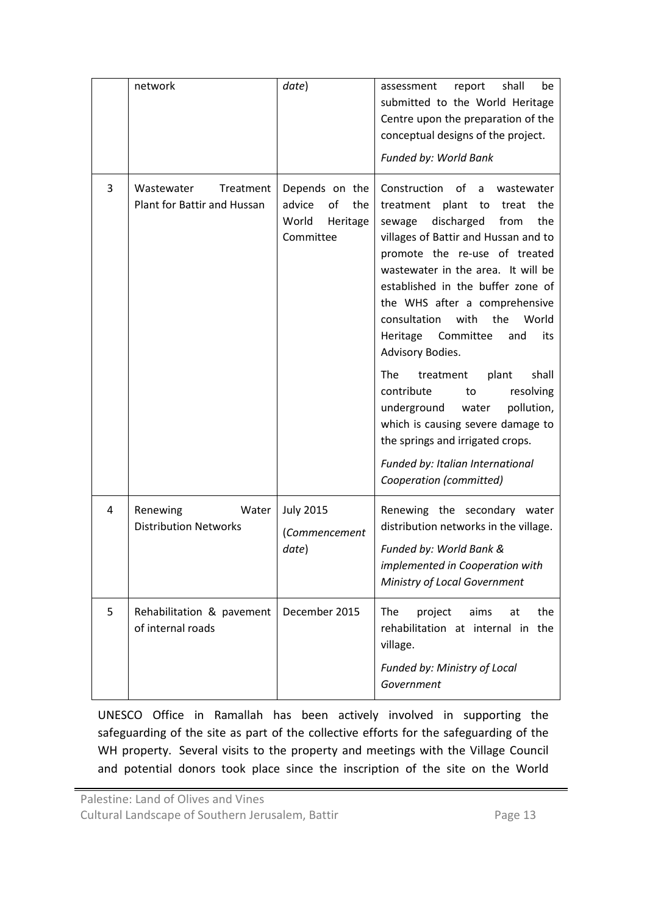|   | network | *date*) | assessment report shall be submitted to the World Heritage Centre upon the preparation of the conceptual designs of the project.<br><br>*Funded by: World Bank* |
|---|---|---|---|
| 3 | Wastewater Treatment Plant for Battir and Hussan | Depends on the advice of the World Heritage Committee | Construction of a wastewater treatment plant to treat the sewage discharged from the villages of Battir and Hussan and to promote the re-use of treated wastewater in the area. It will be established in the buffer zone of the WHS after a comprehensive consultation with the World Heritage Committee and its Advisory Bodies.<br><br>The treatment plant shall contribute to resolving underground water pollution, which is causing severe damage to the springs and irrigated crops.<br><br>*Funded by: Italian International Cooperation (committed)* |
| 4 | Renewing Water Distribution Networks | July 2015 (*Commencement date*) | Renewing the secondary water distribution networks in the village.<br><br>*Funded by: World Bank & implemented in Cooperation with Ministry of Local Government* |
| 5 | Rehabilitation & pavement of internal roads | December 2015 | The project aims at the rehabilitation at internal in the village.<br><br>*Funded by: Ministry of Local Government* |

UNESCO Office in Ramallah has been actively involved in supporting the safeguarding of the site as part of the collective efforts for the safeguarding of the WH property. Several visits to the property and meetings with the Village Council and potential donors took place since the inscription of the site on the World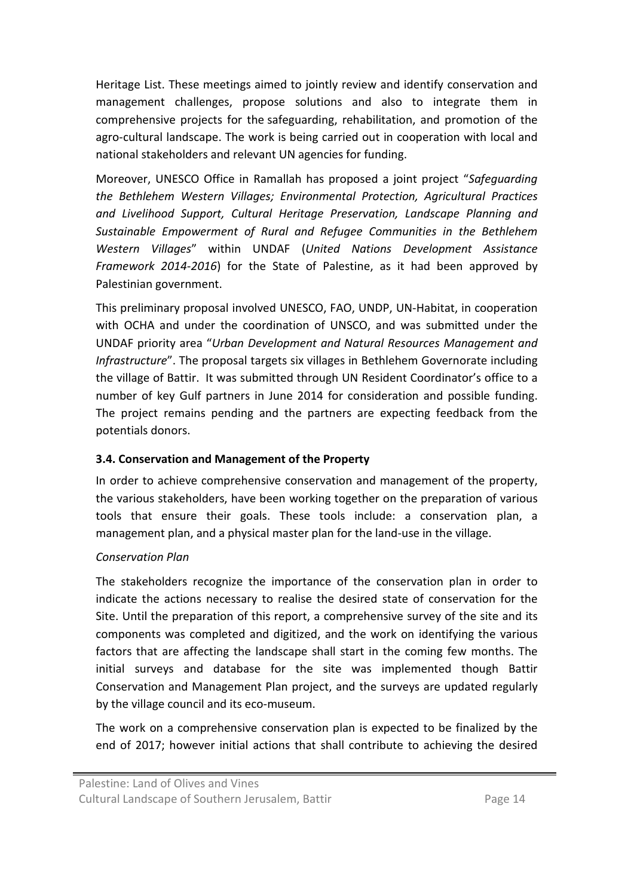Heritage List. These meetings aimed to jointly review and identify conservation and management challenges, propose solutions and also to integrate them in comprehensive projects for the safeguarding, rehabilitation, and promotion of the agro-cultural landscape. The work is being carried out in cooperation with local and national stakeholders and relevant UN agencies for funding.

Moreover, UNESCO Office in Ramallah has proposed a joint project "*Safeguarding the Bethlehem Western Villages; Environmental Protection, Agricultural Practices and Livelihood Support, Cultural Heritage Preservation, Landscape Planning and Sustainable Empowerment of Rural and Refugee Communities in the Bethlehem Western Villages*" within UNDAF (*United Nations Development Assistance Framework 2014-2016*) for the State of Palestine, as it had been approved by Palestinian government.

This preliminary proposal involved UNESCO, FAO, UNDP, UN-Habitat, in cooperation with OCHA and under the coordination of UNSCO, and was submitted under the UNDAF priority area "*Urban Development and Natural Resources Management and Infrastructure*". The proposal targets six villages in Bethlehem Governorate including the village of Battir. It was submitted through UN Resident Coordinator's office to a number of key Gulf partners in June 2014 for consideration and possible funding. The project remains pending and the partners are expecting feedback from the potentials donors.

### 3.4. Conservation and Management of the Property

In order to achieve comprehensive conservation and management of the property, the various stakeholders, have been working together on the preparation of various tools that ensure their goals. These tools include: a conservation plan, a management plan, and a physical master plan for the land-use in the village.

*Conservation Plan*

The stakeholders recognize the importance of the conservation plan in order to indicate the actions necessary to realise the desired state of conservation for the Site. Until the preparation of this report, a comprehensive survey of the site and its components was completed and digitized, and the work on identifying the various factors that are affecting the landscape shall start in the coming few months. The initial surveys and database for the site was implemented though Battir Conservation and Management Plan project, and the surveys are updated regularly by the village council and its eco-museum.

The work on a comprehensive conservation plan is expected to be finalized by the end of 2017; however initial actions that shall contribute to achieving the desired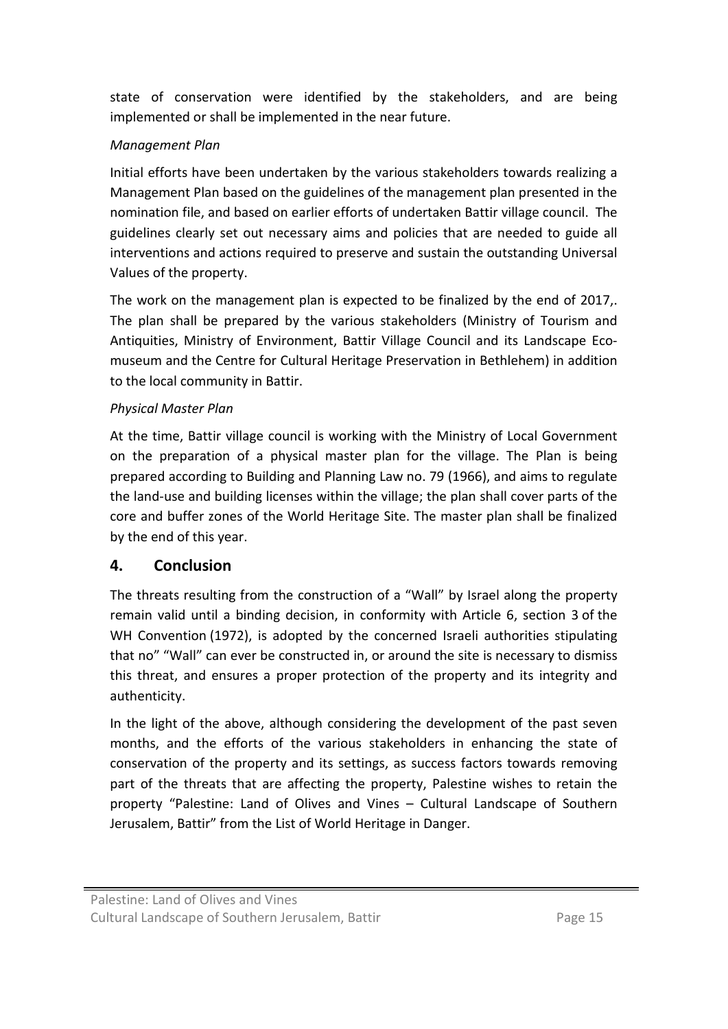state of conservation were identified by the stakeholders, and are being implemented or shall be implemented in the near future.

*Management Plan*

Initial efforts have been undertaken by the various stakeholders towards realizing a Management Plan based on the guidelines of the management plan presented in the nomination file, and based on earlier efforts of undertaken Battir village council. The guidelines clearly set out necessary aims and policies that are needed to guide all interventions and actions required to preserve and sustain the outstanding Universal Values of the property.

The work on the management plan is expected to be finalized by the end of 2017,. The plan shall be prepared by the various stakeholders (Ministry of Tourism and Antiquities, Ministry of Environment, Battir Village Council and its Landscape Eco-museum and the Centre for Cultural Heritage Preservation in Bethlehem) in addition to the local community in Battir.

*Physical Master Plan*

At the time, Battir village council is working with the Ministry of Local Government on the preparation of a physical master plan for the village. The Plan is being prepared according to Building and Planning Law no. 79 (1966), and aims to regulate the land-use and building licenses within the village; the plan shall cover parts of the core and buffer zones of the World Heritage Site. The master plan shall be finalized by the end of this year.

## 4. Conclusion

The threats resulting from the construction of a "Wall" by Israel along the property remain valid until a binding decision, in conformity with Article 6, section 3 of the WH Convention (1972), is adopted by the concerned Israeli authorities stipulating that no" "Wall" can ever be constructed in, or around the site is necessary to dismiss this threat, and ensures a proper protection of the property and its integrity and authenticity.

In the light of the above, although considering the development of the past seven months, and the efforts of the various stakeholders in enhancing the state of conservation of the property and its settings, as success factors towards removing part of the threats that are affecting the property, Palestine wishes to retain the property "Palestine: Land of Olives and Vines – Cultural Landscape of Southern Jerusalem, Battir" from the List of World Heritage in Danger.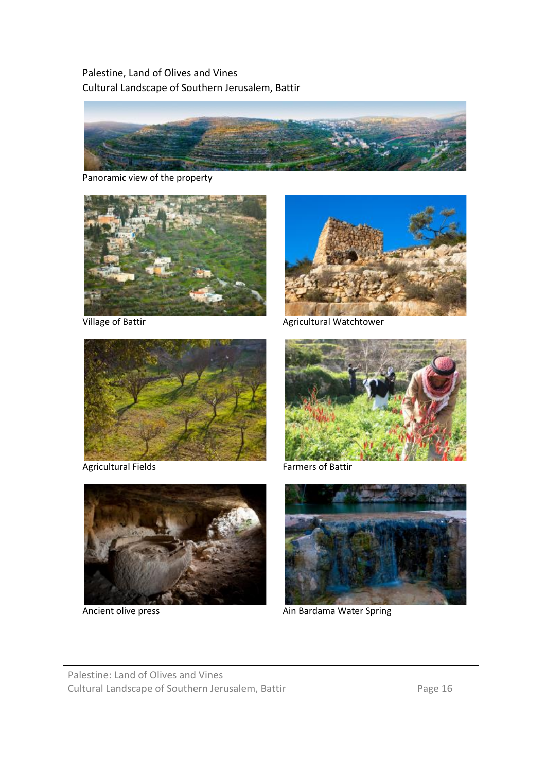Palestine, Land of Olives and Vines
Cultural Landscape of Southern Jerusalem, Battir

Panoramic view of the property

Village of Battir

Agricultural Watchtower

Agricultural Fields

Farmers of Battir

Ancient olive press

Ain Bardama Water Spring